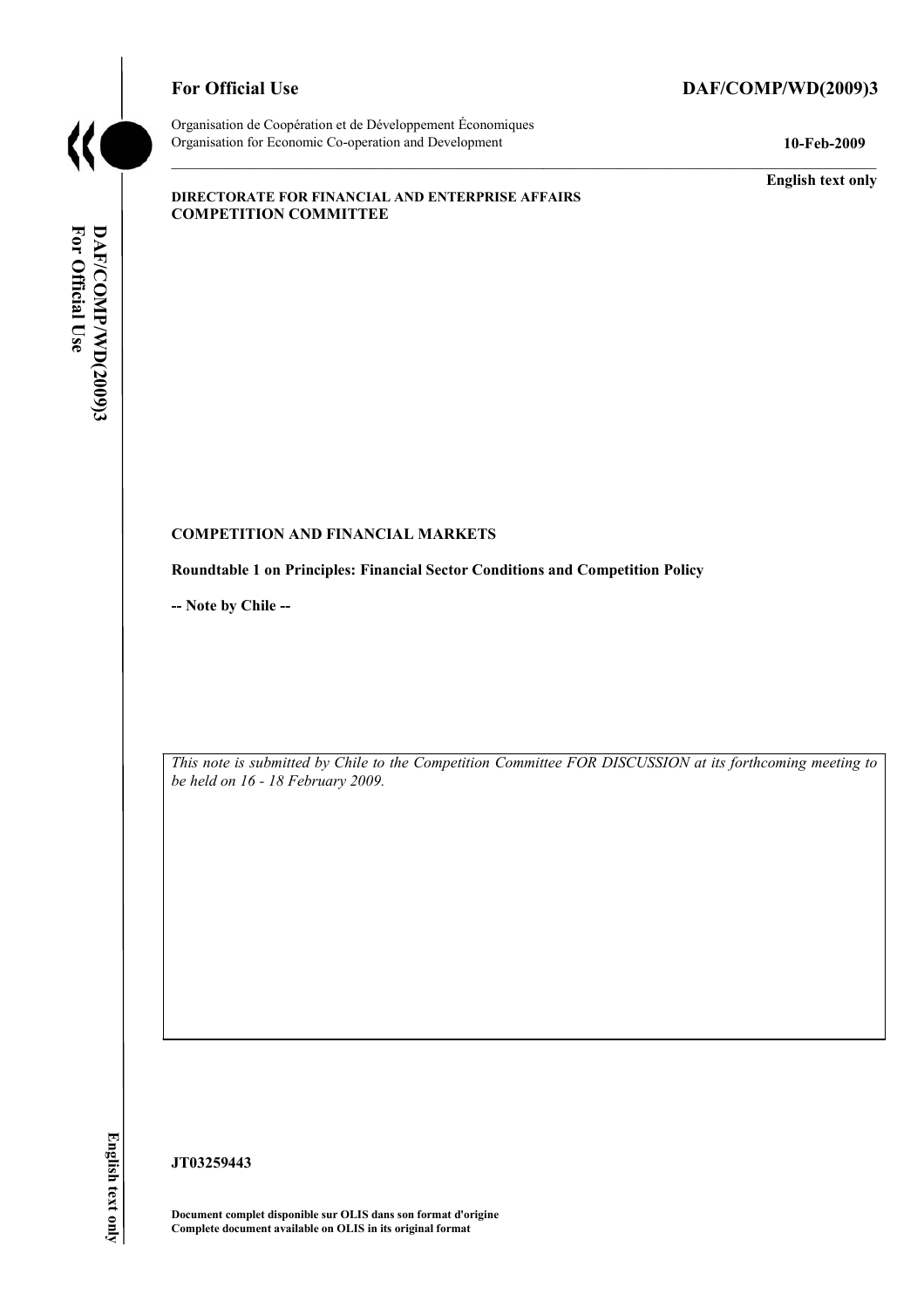**For Official Use** **DAF/COMP/WD(2009)3**

Organisation de Coopération et de Développement Économiques
Organisation for Economic Co-operation and Development **10-Feb-2009**

**English text only**

**DIRECTORATE FOR FINANCIAL AND ENTERPRISE AFFAIRS**
**COMPETITION COMMITTEE**

**COMPETITION AND FINANCIAL MARKETS**

**Roundtable 1 on Principles: Financial Sector Conditions and Competition Policy**

**-- Note by Chile --**

*This note is submitted by Chile to the Competition Committee FOR DISCUSSION at its forthcoming meeting to be held on 16 - 18 February 2009.*

**JT03259443**

**Document complet disponible sur OLIS dans son format d'origine**
**Complete document available on OLIS in its original format**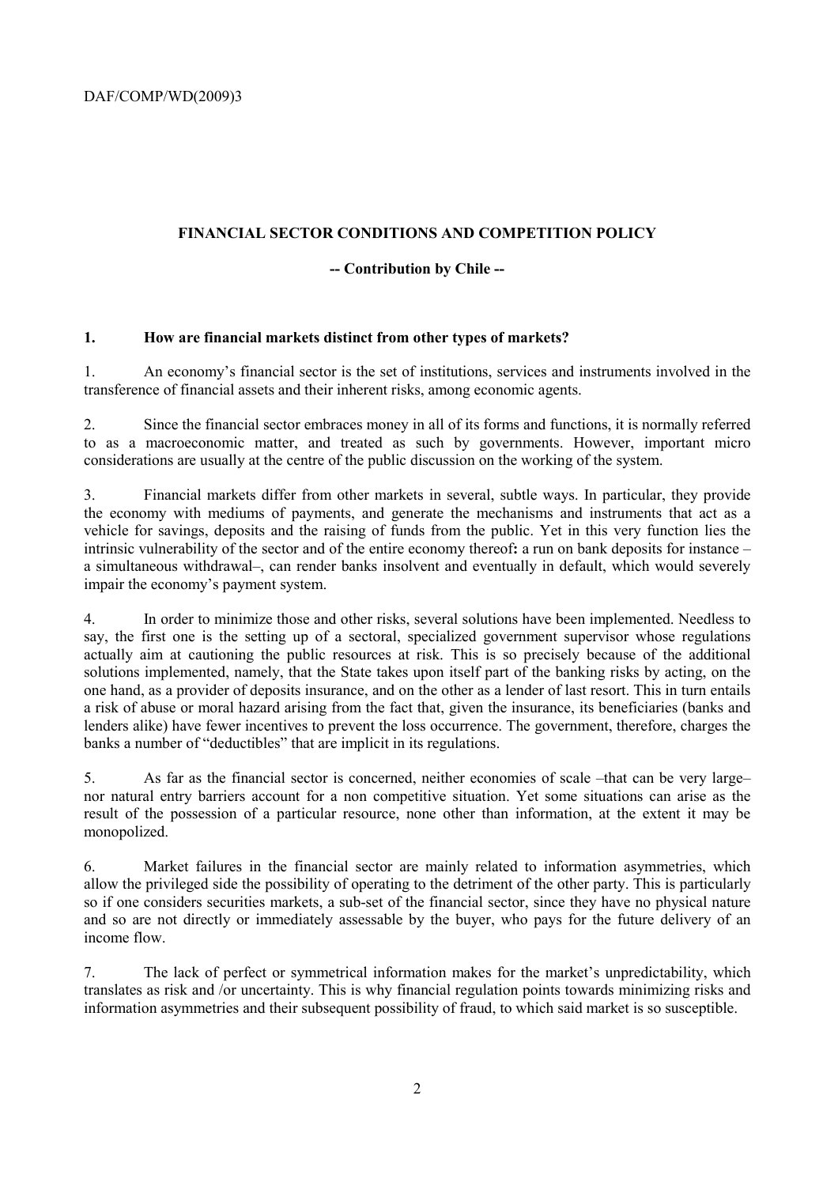**FINANCIAL SECTOR CONDITIONS AND COMPETITION POLICY**

**-- Contribution by Chile --**

## 1. How are financial markets distinct from other types of markets?

1. An economy's financial sector is the set of institutions, services and instruments involved in the transference of financial assets and their inherent risks, among economic agents.

2. Since the financial sector embraces money in all of its forms and functions, it is normally referred to as a macroeconomic matter, and treated as such by governments. However, important micro considerations are usually at the centre of the public discussion on the working of the system.

3. Financial markets differ from other markets in several, subtle ways. In particular, they provide the economy with mediums of payments, and generate the mechanisms and instruments that act as a vehicle for savings, deposits and the raising of funds from the public. Yet in this very function lies the intrinsic vulnerability of the sector and of the entire economy thereof**:** a run on bank deposits for instance – a simultaneous withdrawal–, can render banks insolvent and eventually in default, which would severely impair the economy's payment system.

4. In order to minimize those and other risks, several solutions have been implemented. Needless to say, the first one is the setting up of a sectoral, specialized government supervisor whose regulations actually aim at cautioning the public resources at risk. This is so precisely because of the additional solutions implemented, namely, that the State takes upon itself part of the banking risks by acting, on the one hand, as a provider of deposits insurance, and on the other as a lender of last resort. This in turn entails a risk of abuse or moral hazard arising from the fact that, given the insurance, its beneficiaries (banks and lenders alike) have fewer incentives to prevent the loss occurrence. The government, therefore, charges the banks a number of "deductibles" that are implicit in its regulations.

5. As far as the financial sector is concerned, neither economies of scale –that can be very large– nor natural entry barriers account for a non competitive situation. Yet some situations can arise as the result of the possession of a particular resource, none other than information, at the extent it may be monopolized.

6. Market failures in the financial sector are mainly related to information asymmetries, which allow the privileged side the possibility of operating to the detriment of the other party. This is particularly so if one considers securities markets, a sub-set of the financial sector, since they have no physical nature and so are not directly or immediately assessable by the buyer, who pays for the future delivery of an income flow.

7. The lack of perfect or symmetrical information makes for the market's unpredictability, which translates as risk and /or uncertainty. This is why financial regulation points towards minimizing risks and information asymmetries and their subsequent possibility of fraud, to which said market is so susceptible.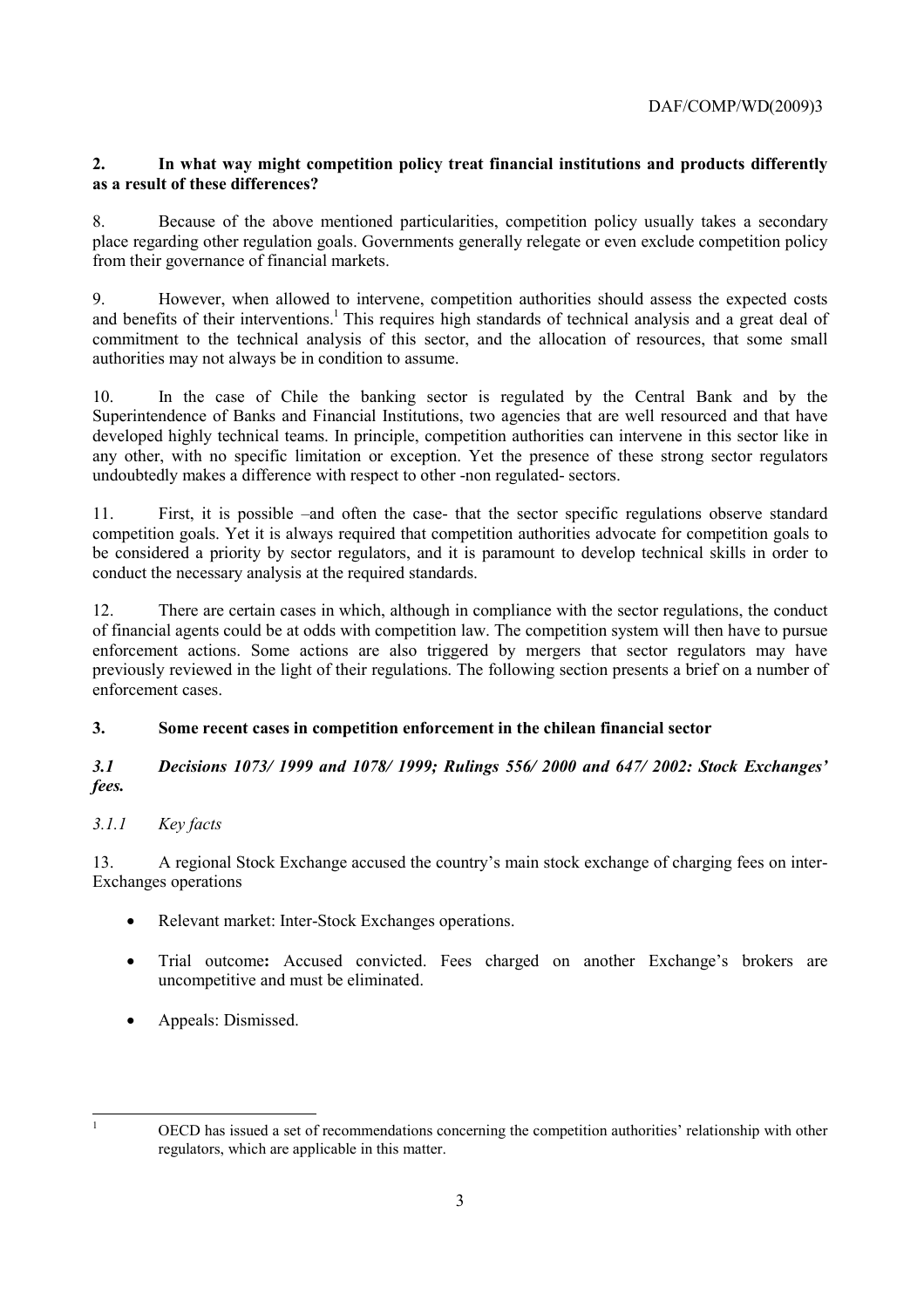## 2. In what way might competition policy treat financial institutions and products differently as a result of these differences?

8. Because of the above mentioned particularities, competition policy usually takes a secondary place regarding other regulation goals. Governments generally relegate or even exclude competition policy from their governance of financial markets.

9. However, when allowed to intervene, competition authorities should assess the expected costs and benefits of their interventions.[1] This requires high standards of technical analysis and a great deal of commitment to the technical analysis of this sector, and the allocation of resources, that some small authorities may not always be in condition to assume.

10. In the case of Chile the banking sector is regulated by the Central Bank and by the Superintendence of Banks and Financial Institutions, two agencies that are well resourced and that have developed highly technical teams. In principle, competition authorities can intervene in this sector like in any other, with no specific limitation or exception. Yet the presence of these strong sector regulators undoubtedly makes a difference with respect to other -non regulated- sectors.

11. First, it is possible –and often the case- that the sector specific regulations observe standard competition goals. Yet it is always required that competition authorities advocate for competition goals to be considered a priority by sector regulators, and it is paramount to develop technical skills in order to conduct the necessary analysis at the required standards.

12. There are certain cases in which, although in compliance with the sector regulations, the conduct of financial agents could be at odds with competition law. The competition system will then have to pursue enforcement actions. Some actions are also triggered by mergers that sector regulators may have previously reviewed in the light of their regulations. The following section presents a brief on a number of enforcement cases.

## 3. Some recent cases in competition enforcement in the chilean financial sector

### *3.1 Decisions 1073/ 1999 and 1078/ 1999; Rulings 556/ 2000 and 647/ 2002: Stock Exchanges' fees.*

#### *3.1.1 Key facts*

13. A regional Stock Exchange accused the country's main stock exchange of charging fees on inter-Exchanges operations

- Relevant market: Inter-Stock Exchanges operations.
- Trial outcome**:** Accused convicted. Fees charged on another Exchange's brokers are uncompetitive and must be eliminated.
- Appeals: Dismissed.

---

[1] OECD has issued a set of recommendations concerning the competition authorities' relationship with other regulators, which are applicable in this matter.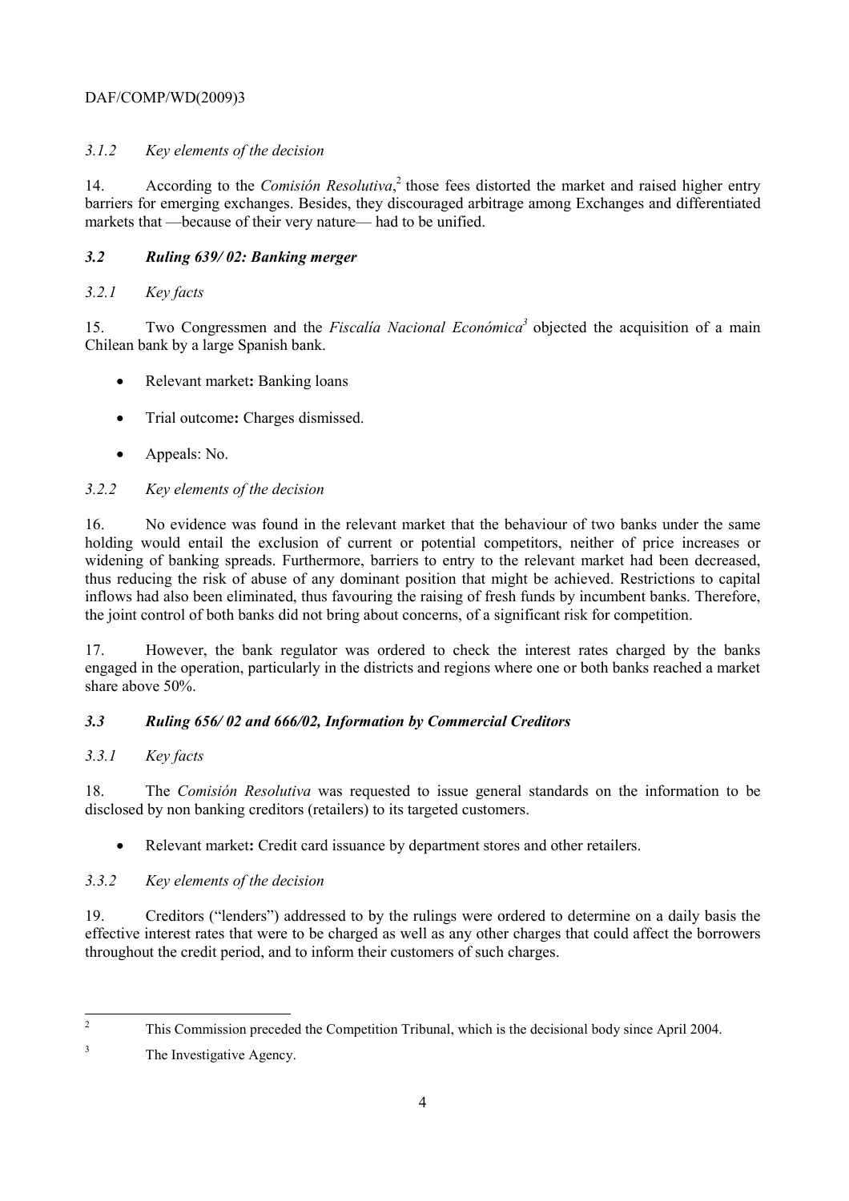### *3.1.2 Key elements of the decision*

14. According to the *Comisión Resolutiva*,[2] those fees distorted the market and raised higher entry barriers for emerging exchanges. Besides, they discouraged arbitrage among Exchanges and differentiated markets that —because of their very nature— had to be unified.

## *3.2 Ruling 639/ 02: Banking merger*

### *3.2.1 Key facts*

15. Two Congressmen and the *Fiscalía Nacional Económica*[3] objected the acquisition of a main Chilean bank by a large Spanish bank.

- Relevant market**:** Banking loans
- Trial outcome**:** Charges dismissed.
- Appeals: No.

### *3.2.2 Key elements of the decision*

16. No evidence was found in the relevant market that the behaviour of two banks under the same holding would entail the exclusion of current or potential competitors, neither of price increases or widening of banking spreads. Furthermore, barriers to entry to the relevant market had been decreased, thus reducing the risk of abuse of any dominant position that might be achieved. Restrictions to capital inflows had also been eliminated, thus favouring the raising of fresh funds by incumbent banks. Therefore, the joint control of both banks did not bring about concerns, of a significant risk for competition.

17. However, the bank regulator was ordered to check the interest rates charged by the banks engaged in the operation, particularly in the districts and regions where one or both banks reached a market share above 50%.

## *3.3 Ruling 656/ 02 and 666/02, Information by Commercial Creditors*

### *3.3.1 Key facts*

18. The *Comisión Resolutiva* was requested to issue general standards on the information to be disclosed by non banking creditors (retailers) to its targeted customers.

- Relevant market**:** Credit card issuance by department stores and other retailers.

### *3.3.2 Key elements of the decision*

19. Creditors ("lenders") addressed to by the rulings were ordered to determine on a daily basis the effective interest rates that were to be charged as well as any other charges that could affect the borrowers throughout the credit period, and to inform their customers of such charges.

---

[2] This Commission preceded the Competition Tribunal, which is the decisional body since April 2004.

[3] The Investigative Agency.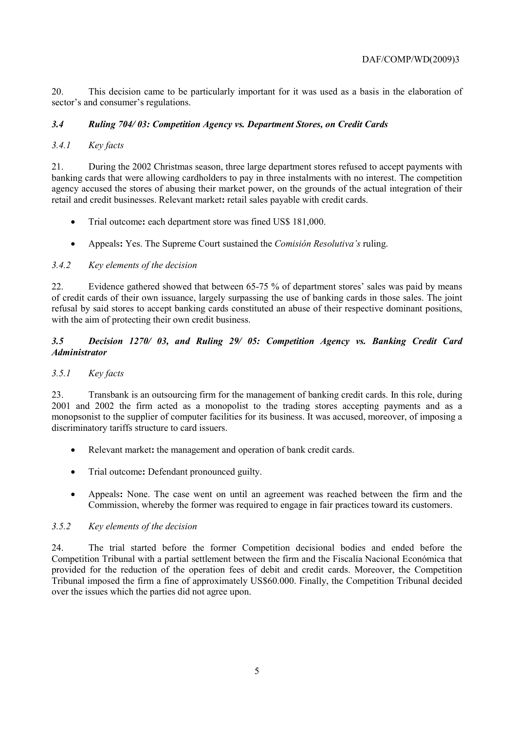20. This decision came to be particularly important for it was used as a basis in the elaboration of sector's and consumer's regulations.

### *3.4 Ruling 704/ 03: Competition Agency vs. Department Stores, on Credit Cards*

#### *3.4.1 Key facts*

21. During the 2002 Christmas season, three large department stores refused to accept payments with banking cards that were allowing cardholders to pay in three instalments with no interest. The competition agency accused the stores of abusing their market power, on the grounds of the actual integration of their retail and credit businesses. Relevant market**:** retail sales payable with credit cards.

- Trial outcome**:** each department store was fined US$ 181,000.
- Appeals**:** Yes. The Supreme Court sustained the *Comisión Resolutiva's* ruling.

#### *3.4.2 Key elements of the decision*

22. Evidence gathered showed that between 65-75 % of department stores' sales was paid by means of credit cards of their own issuance, largely surpassing the use of banking cards in those sales. The joint refusal by said stores to accept banking cards constituted an abuse of their respective dominant positions, with the aim of protecting their own credit business.

### *3.5 Decision 1270/ 03, and Ruling 29/ 05: Competition Agency vs. Banking Credit Card Administrator*

#### *3.5.1 Key facts*

23. Transbank is an outsourcing firm for the management of banking credit cards. In this role, during 2001 and 2002 the firm acted as a monopolist to the trading stores accepting payments and as a monopsonist to the supplier of computer facilities for its business. It was accused, moreover, of imposing a discriminatory tariffs structure to card issuers.

- Relevant market**:** the management and operation of bank credit cards.
- Trial outcome**:** Defendant pronounced guilty.
- Appeals**:** None. The case went on until an agreement was reached between the firm and the Commission, whereby the former was required to engage in fair practices toward its customers.

#### *3.5.2 Key elements of the decision*

24. The trial started before the former Competition decisional bodies and ended before the Competition Tribunal with a partial settlement between the firm and the Fiscalía Nacional Económica that provided for the reduction of the operation fees of debit and credit cards. Moreover, the Competition Tribunal imposed the firm a fine of approximately US$60.000. Finally, the Competition Tribunal decided over the issues which the parties did not agree upon.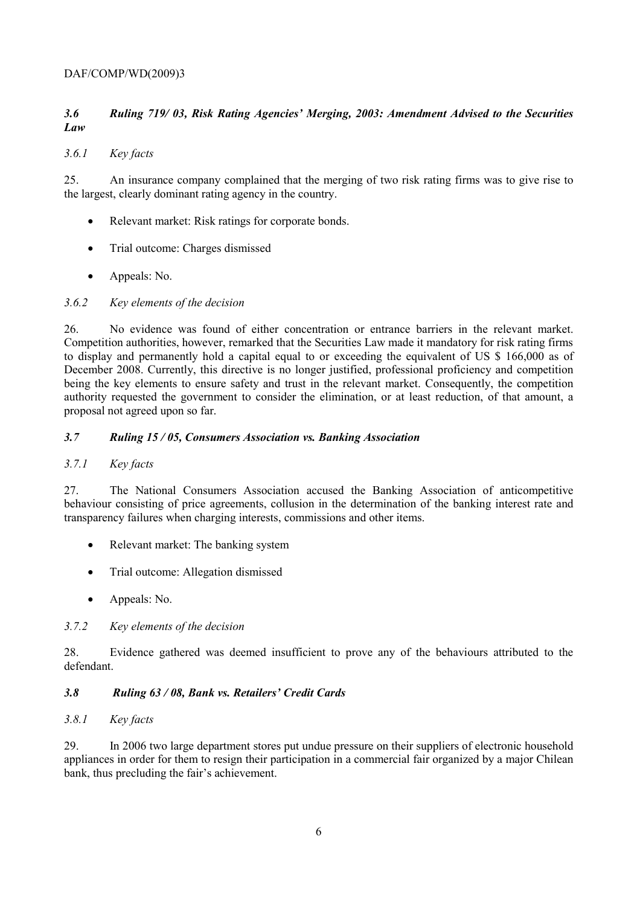### *3.6 Ruling 719/ 03, Risk Rating Agencies' Merging, 2003: Amendment Advised to the Securities Law*

#### *3.6.1 Key facts*

25. An insurance company complained that the merging of two risk rating firms was to give rise to the largest, clearly dominant rating agency in the country.

- Relevant market: Risk ratings for corporate bonds.
- Trial outcome: Charges dismissed
- Appeals: No.

#### *3.6.2 Key elements of the decision*

26. No evidence was found of either concentration or entrance barriers in the relevant market. Competition authorities, however, remarked that the Securities Law made it mandatory for risk rating firms to display and permanently hold a capital equal to or exceeding the equivalent of US $ 166,000 as of December 2008. Currently, this directive is no longer justified, professional proficiency and competition being the key elements to ensure safety and trust in the relevant market. Consequently, the competition authority requested the government to consider the elimination, or at least reduction, of that amount, a proposal not agreed upon so far.

### *3.7 Ruling 15 / 05, Consumers Association vs. Banking Association*

#### *3.7.1 Key facts*

27. The National Consumers Association accused the Banking Association of anticompetitive behaviour consisting of price agreements, collusion in the determination of the banking interest rate and transparency failures when charging interests, commissions and other items.

- Relevant market: The banking system
- Trial outcome: Allegation dismissed
- Appeals: No.

#### *3.7.2 Key elements of the decision*

28. Evidence gathered was deemed insufficient to prove any of the behaviours attributed to the defendant.

### *3.8 Ruling 63 / 08, Bank vs. Retailers' Credit Cards*

#### *3.8.1 Key facts*

29. In 2006 two large department stores put undue pressure on their suppliers of electronic household appliances in order for them to resign their participation in a commercial fair organized by a major Chilean bank, thus precluding the fair's achievement.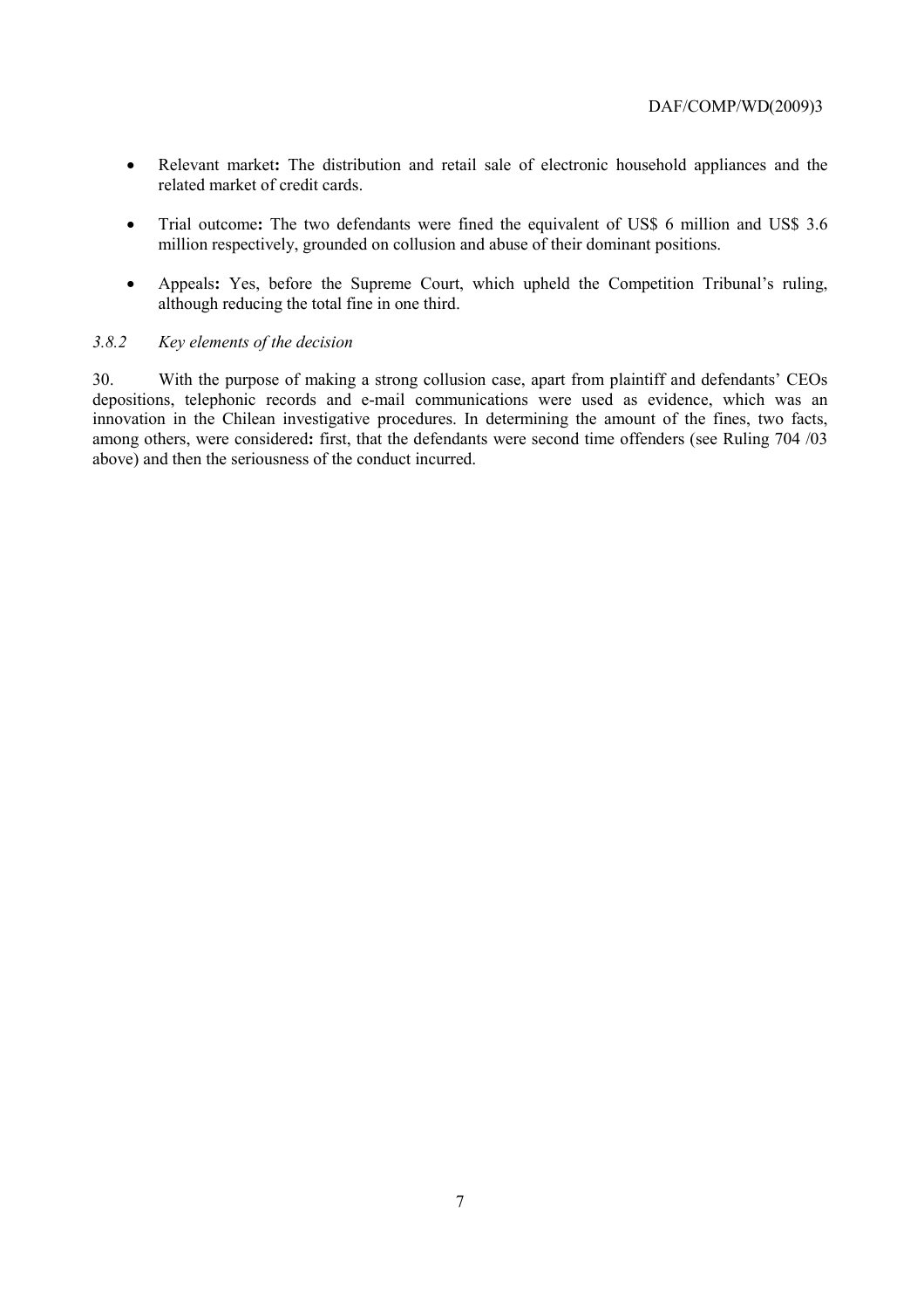- Relevant market**:** The distribution and retail sale of electronic household appliances and the related market of credit cards.

- Trial outcome**:** The two defendants were fined the equivalent of US$ 6 million and US$ 3.6 million respectively, grounded on collusion and abuse of their dominant positions.

- Appeals**:** Yes, before the Supreme Court, which upheld the Competition Tribunal's ruling, although reducing the total fine in one third.

### *3.8.2 Key elements of the decision*

30. With the purpose of making a strong collusion case, apart from plaintiff and defendants' CEOs depositions, telephonic records and e-mail communications were used as evidence, which was an innovation in the Chilean investigative procedures. In determining the amount of the fines, two facts, among others, were considered**:** first, that the defendants were second time offenders (see Ruling 704 /03 above) and then the seriousness of the conduct incurred.